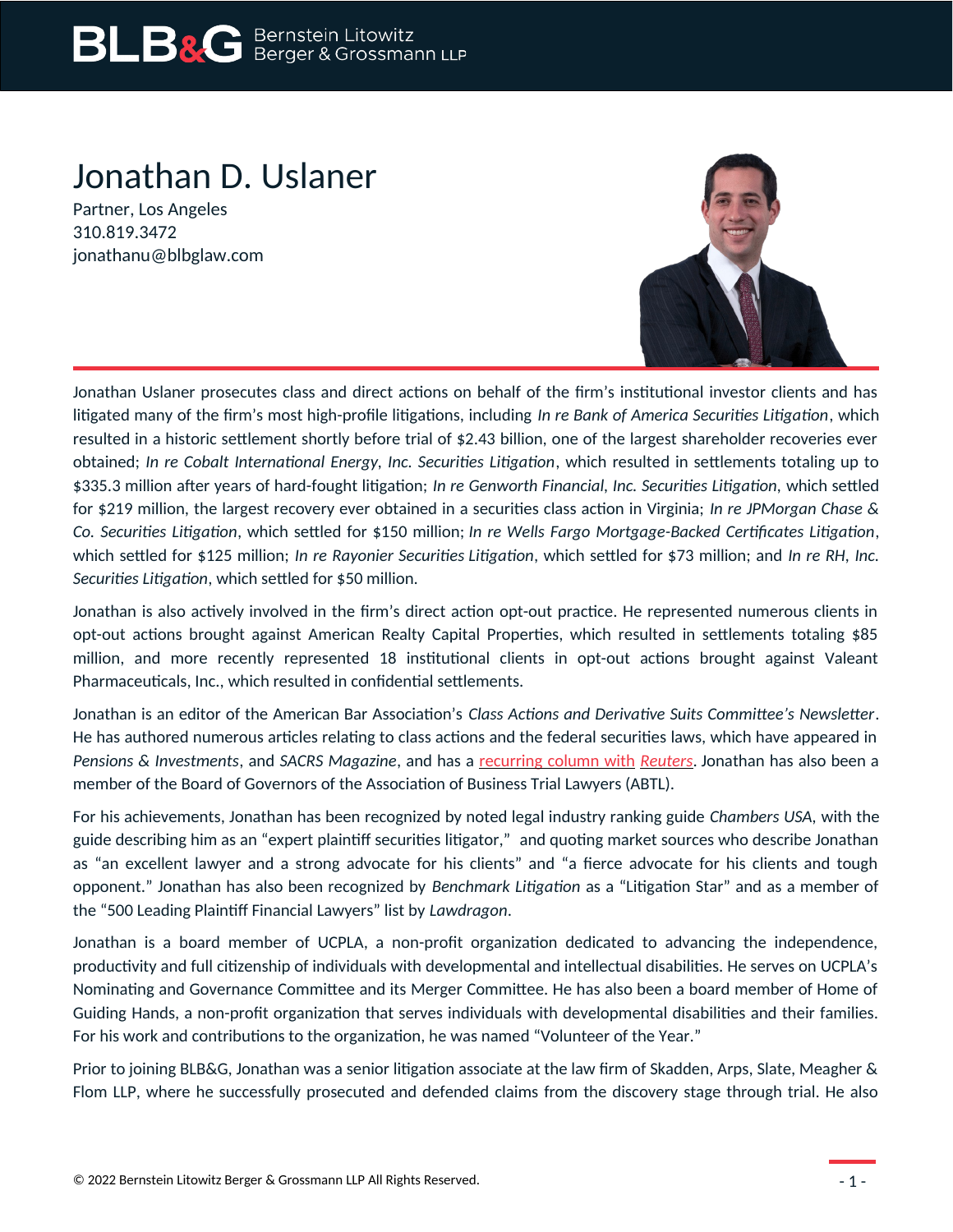# Jonathan D. Uslaner

Partner, Los Angeles
310.819.3472
jonathanu@blbglaw.com

Jonathan Uslaner prosecutes class and direct actions on behalf of the firm's institutional investor clients and has litigated many of the firm's most high-profile litigations, including *In re Bank of America Securities Litigation*, which resulted in a historic settlement shortly before trial of $2.43 billion, one of the largest shareholder recoveries ever obtained; *In re Cobalt International Energy, Inc. Securities Litigation*, which resulted in settlements totaling up to $335.3 million after years of hard-fought litigation; *In re Genworth Financial, Inc. Securities Litigation*, which settled for $219 million, the largest recovery ever obtained in a securities class action in Virginia; *In re JPMorgan Chase & Co. Securities Litigation*, which settled for $150 million; *In re Wells Fargo Mortgage-Backed Certificates Litigation*, which settled for $125 million; *In re Rayonier Securities Litigation*, which settled for $73 million; and *In re RH, Inc. Securities Litigation*, which settled for $50 million.

Jonathan is also actively involved in the firm's direct action opt-out practice. He represented numerous clients in opt-out actions brought against American Realty Capital Properties, which resulted in settlements totaling $85 million, and more recently represented 18 institutional clients in opt-out actions brought against Valeant Pharmaceuticals, Inc., which resulted in confidential settlements.

Jonathan is an editor of the American Bar Association's *Class Actions and Derivative Suits Committee's Newsletter*. He has authored numerous articles relating to class actions and the federal securities laws, which have appeared in *Pensions & Investments*, and *SACRS Magazine*, and has a recurring column with *Reuters*. Jonathan has also been a member of the Board of Governors of the Association of Business Trial Lawyers (ABTL).

For his achievements, Jonathan has been recognized by noted legal industry ranking guide *Chambers USA*, with the guide describing him as an "expert plaintiff securities litigator," and quoting market sources who describe Jonathan as "an excellent lawyer and a strong advocate for his clients" and "a fierce advocate for his clients and tough opponent." Jonathan has also been recognized by *Benchmark Litigation* as a "Litigation Star" and as a member of the "500 Leading Plaintiff Financial Lawyers" list by *Lawdragon*.

Jonathan is a board member of UCPLA, a non-profit organization dedicated to advancing the independence, productivity and full citizenship of individuals with developmental and intellectual disabilities. He serves on UCPLA's Nominating and Governance Committee and its Merger Committee. He has also been a board member of Home of Guiding Hands, a non-profit organization that serves individuals with developmental disabilities and their families. For his work and contributions to the organization, he was named "Volunteer of the Year."

Prior to joining BLB&G, Jonathan was a senior litigation associate at the law firm of Skadden, Arps, Slate, Meagher & Flom LLP, where he successfully prosecuted and defended claims from the discovery stage through trial. He also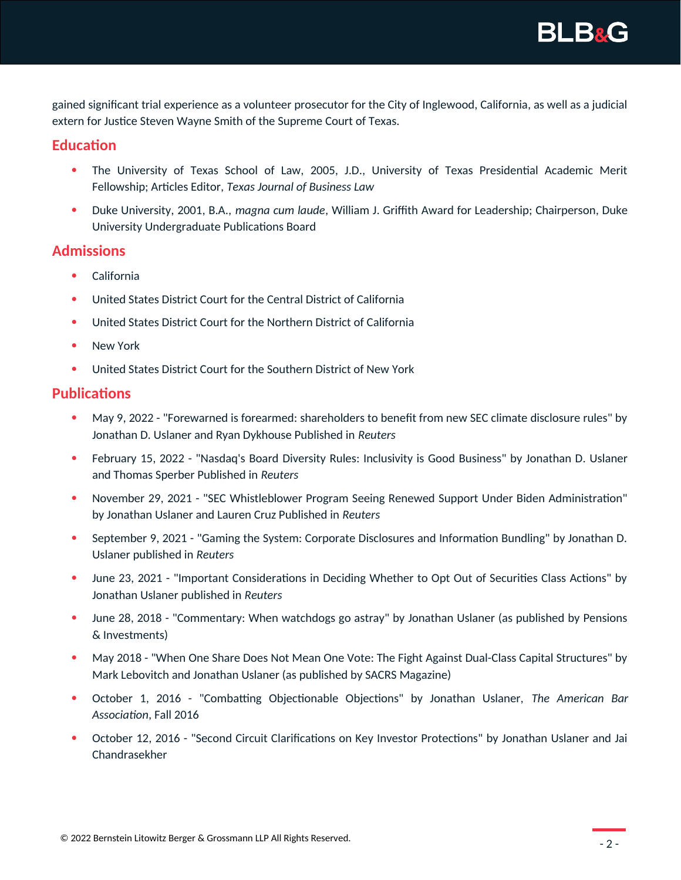gained significant trial experience as a volunteer prosecutor for the City of Inglewood, California, as well as a judicial extern for Justice Steven Wayne Smith of the Supreme Court of Texas.

## Education

- The University of Texas School of Law, 2005, J.D., University of Texas Presidential Academic Merit Fellowship; Articles Editor, *Texas Journal of Business Law*
- Duke University, 2001, B.A., *magna cum laude*, William J. Griffith Award for Leadership; Chairperson, Duke University Undergraduate Publications Board

## Admissions

- California
- United States District Court for the Central District of California
- United States District Court for the Northern District of California
- New York
- United States District Court for the Southern District of New York

## Publications

- May 9, 2022 - "Forewarned is forearmed: shareholders to benefit from new SEC climate disclosure rules" by Jonathan D. Uslaner and Ryan Dykhouse Published in *Reuters*
- February 15, 2022 - "Nasdaq's Board Diversity Rules: Inclusivity is Good Business" by Jonathan D. Uslaner and Thomas Sperber Published in *Reuters*
- November 29, 2021 - "SEC Whistleblower Program Seeing Renewed Support Under Biden Administration" by Jonathan Uslaner and Lauren Cruz Published in *Reuters*
- September 9, 2021 - "Gaming the System: Corporate Disclosures and Information Bundling" by Jonathan D. Uslaner published in *Reuters*
- June 23, 2021 - "Important Considerations in Deciding Whether to Opt Out of Securities Class Actions" by Jonathan Uslaner published in *Reuters*
- June 28, 2018 - "Commentary: When watchdogs go astray" by Jonathan Uslaner (as published by Pensions & Investments)
- May 2018 - "When One Share Does Not Mean One Vote: The Fight Against Dual-Class Capital Structures" by Mark Lebovitch and Jonathan Uslaner (as published by SACRS Magazine)
- October 1, 2016 - "Combatting Objectionable Objections" by Jonathan Uslaner, *The American Bar Association*, Fall 2016
- October 12, 2016 - "Second Circuit Clarifications on Key Investor Protections" by Jonathan Uslaner and Jai Chandrasekher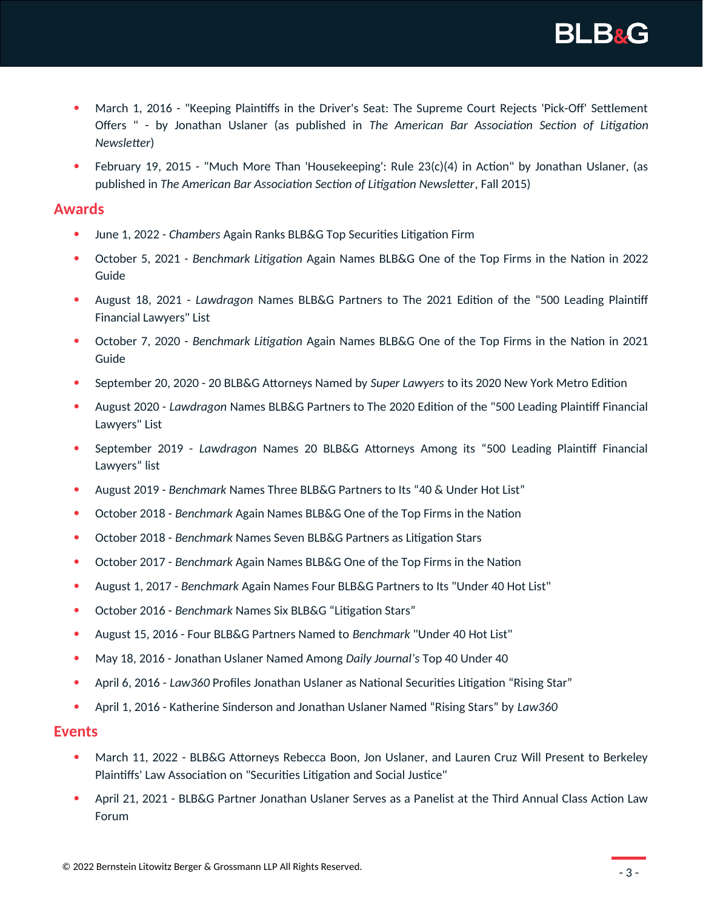- March 1, 2016 - "Keeping Plaintiffs in the Driver's Seat: The Supreme Court Rejects 'Pick-Off' Settlement Offers " - by Jonathan Uslaner (as published in *The American Bar Association Section of Litigation Newsletter*)
- February 19, 2015 - "Much More Than 'Housekeeping': Rule 23(c)(4) in Action" by Jonathan Uslaner, (as published in *The American Bar Association Section of Litigation Newsletter*, Fall 2015)

## Awards

- June 1, 2022 - *Chambers* Again Ranks BLB&G Top Securities Litigation Firm
- October 5, 2021 - *Benchmark Litigation* Again Names BLB&G One of the Top Firms in the Nation in 2022 Guide
- August 18, 2021 - *Lawdragon* Names BLB&G Partners to The 2021 Edition of the "500 Leading Plaintiff Financial Lawyers" List
- October 7, 2020 - *Benchmark Litigation* Again Names BLB&G One of the Top Firms in the Nation in 2021 Guide
- September 20, 2020 - 20 BLB&G Attorneys Named by *Super Lawyers* to its 2020 New York Metro Edition
- August 2020 - *Lawdragon* Names BLB&G Partners to The 2020 Edition of the "500 Leading Plaintiff Financial Lawyers" List
- September 2019 - *Lawdragon* Names 20 BLB&G Attorneys Among its "500 Leading Plaintiff Financial Lawyers" list
- August 2019 - *Benchmark* Names Three BLB&G Partners to Its "40 & Under Hot List"
- October 2018 - *Benchmark* Again Names BLB&G One of the Top Firms in the Nation
- October 2018 - *Benchmark* Names Seven BLB&G Partners as Litigation Stars
- October 2017 - *Benchmark* Again Names BLB&G One of the Top Firms in the Nation
- August 1, 2017 - *Benchmark* Again Names Four BLB&G Partners to Its "Under 40 Hot List"
- October 2016 - *Benchmark* Names Six BLB&G "Litigation Stars"
- August 15, 2016 - Four BLB&G Partners Named to *Benchmark* "Under 40 Hot List"
- May 18, 2016 - Jonathan Uslaner Named Among *Daily Journal's* Top 40 Under 40
- April 6, 2016 - *Law360* Profiles Jonathan Uslaner as National Securities Litigation "Rising Star"
- April 1, 2016 - Katherine Sinderson and Jonathan Uslaner Named "Rising Stars" by *Law360*

## Events

- March 11, 2022 - BLB&G Attorneys Rebecca Boon, Jon Uslaner, and Lauren Cruz Will Present to Berkeley Plaintiffs' Law Association on "Securities Litigation and Social Justice"
- April 21, 2021 - BLB&G Partner Jonathan Uslaner Serves as a Panelist at the Third Annual Class Action Law Forum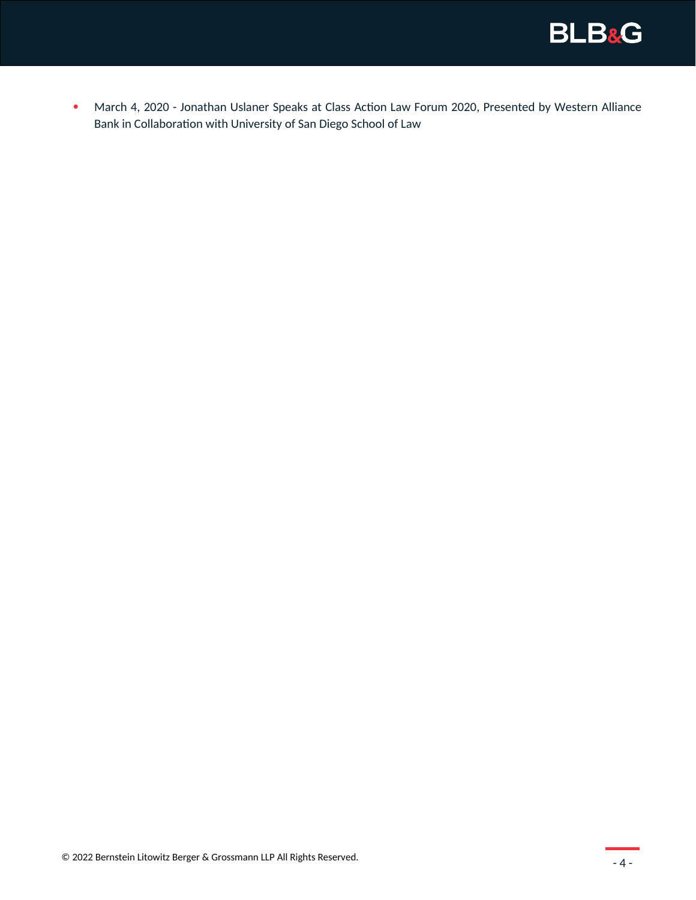- March 4, 2020 - Jonathan Uslaner Speaks at Class Action Law Forum 2020, Presented by Western Alliance Bank in Collaboration with University of San Diego School of Law